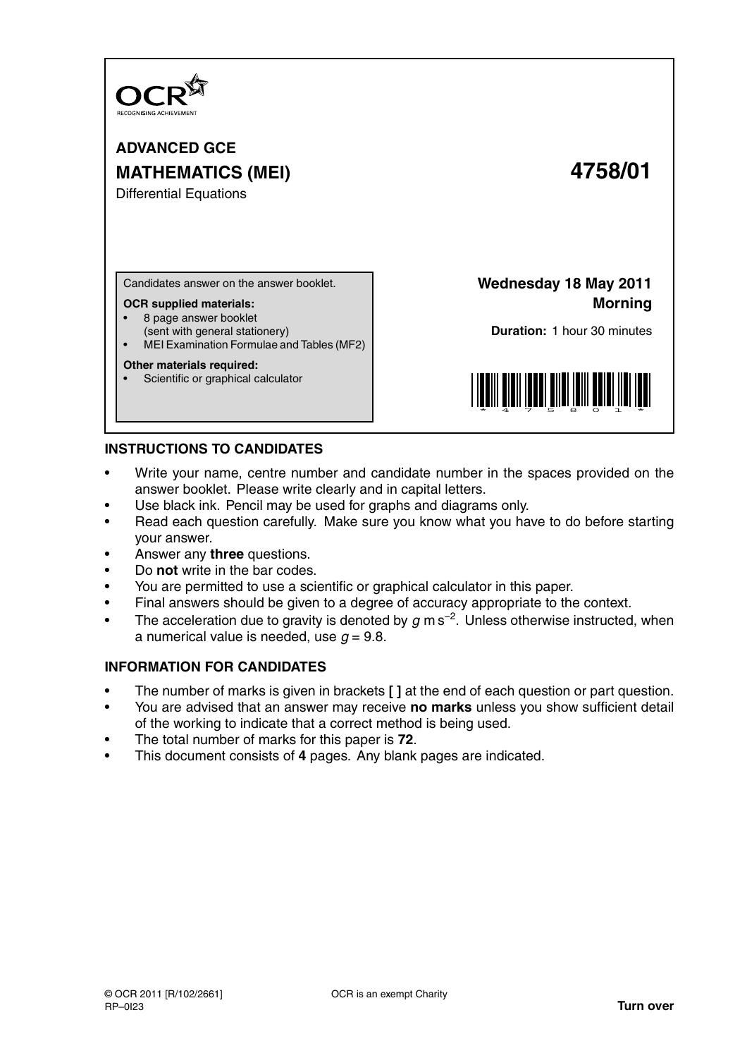OCR
RECOGNISING ACHIEVEMENT

# ADVANCED GCE

## MATHEMATICS (MEI) 4758/01

Differential Equations

Candidates answer on the answer booklet.

**OCR supplied materials:**

- 8 page answer booklet (sent with general stationery)
- MEI Examination Formulae and Tables (MF2)

**Other materials required:**

- Scientific or graphical calculator

**Wednesday 18 May 2011**
**Morning**

**Duration:** 1 hour 30 minutes

## INSTRUCTIONS TO CANDIDATES

- Write your name, centre number and candidate number in the spaces provided on the answer booklet. Please write clearly and in capital letters.
- Use black ink. Pencil may be used for graphs and diagrams only.
- Read each question carefully. Make sure you know what you have to do before starting your answer.
- Answer any **three** questions.
- Do **not** write in the bar codes.
- You are permitted to use a scientific or graphical calculator in this paper.
- Final answers should be given to a degree of accuracy appropriate to the context.
- The acceleration due to gravity is denoted by $g$ m s$^{-2}$. Unless otherwise instructed, when a numerical value is needed, use $g = 9.8$.

## INFORMATION FOR CANDIDATES

- The number of marks is given in brackets **[ ]** at the end of each question or part question.
- You are advised that an answer may receive **no marks** unless you show sufficient detail of the working to indicate that a correct method is being used.
- The total number of marks for this paper is **72**.
- This document consists of **4** pages. Any blank pages are indicated.

© OCR 2011 [R/102/2661]
RP–0I23

OCR is an exempt Charity

**Turn over**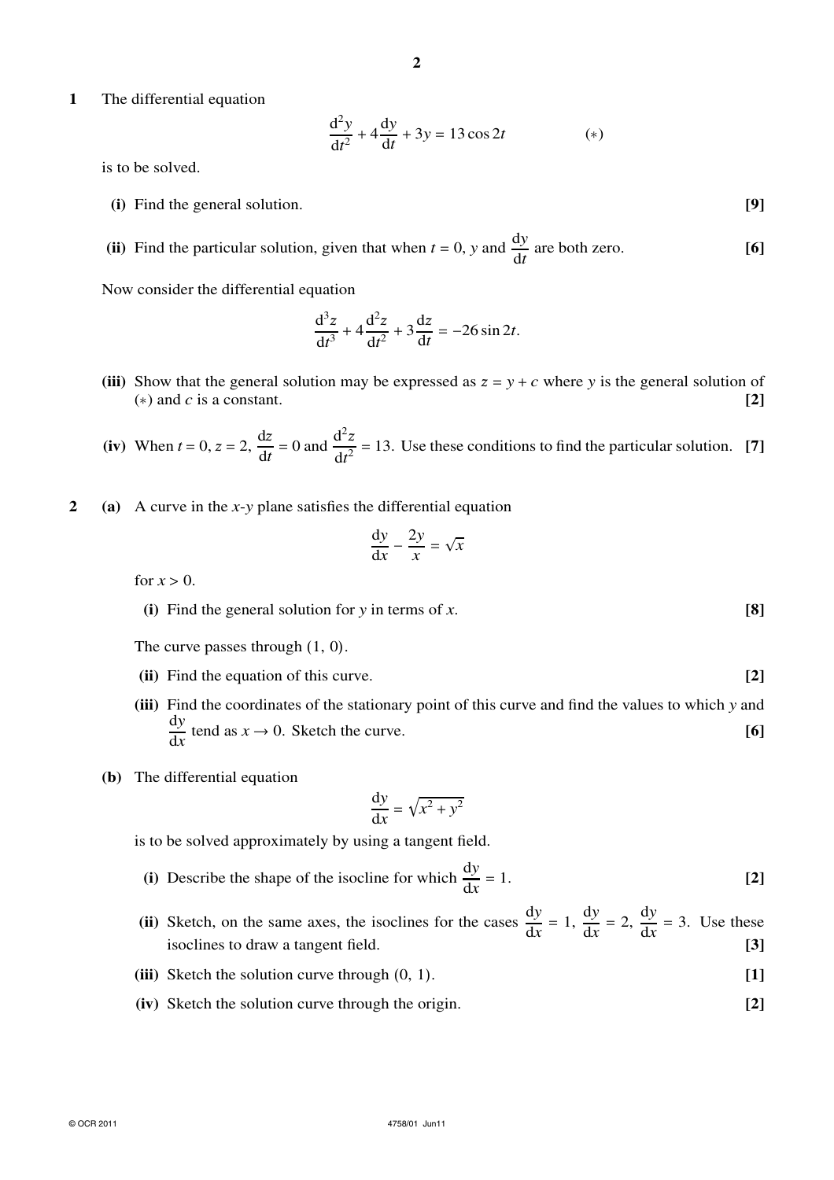**1** The differential equation

$$\frac{d^2y}{dt^2} + 4\frac{dy}{dt} + 3y = 13\cos 2t \qquad (*)$$

is to be solved.

**(i)** Find the general solution. **[9]**

**(ii)** Find the particular solution, given that when $t = 0$, $y$ and $\frac{dy}{dt}$ are both zero. **[6]**

Now consider the differential equation

$$\frac{d^3z}{dt^3} + 4\frac{d^2z}{dt^2} + 3\frac{dz}{dt} = -26\sin 2t.$$

**(iii)** Show that the general solution may be expressed as $z = y + c$ where $y$ is the general solution of $(*)$ and $c$ is a constant. **[2]**

**(iv)** When $t = 0$, $z = 2$, $\frac{dz}{dt} = 0$ and $\frac{d^2z}{dt^2} = 13$. Use these conditions to find the particular solution. **[7]**

**2 (a)** A curve in the $x$-$y$ plane satisfies the differential equation

$$\frac{dy}{dx} - \frac{2y}{x} = \sqrt{x}$$

for $x > 0$.

**(i)** Find the general solution for $y$ in terms of $x$. **[8]**

The curve passes through $(1, 0)$.

**(ii)** Find the equation of this curve. **[2]**

**(iii)** Find the coordinates of the stationary point of this curve and find the values to which $y$ and $\frac{dy}{dx}$ tend as $x \to 0$. Sketch the curve. **[6]**

**(b)** The differential equation

$$\frac{dy}{dx} = \sqrt{x^2 + y^2}$$

is to be solved approximately by using a tangent field.

**(i)** Describe the shape of the isocline for which $\frac{dy}{dx} = 1$. **[2]**

**(ii)** Sketch, on the same axes, the isoclines for the cases $\frac{dy}{dx} = 1$, $\frac{dy}{dx} = 2$, $\frac{dy}{dx} = 3$. Use these isoclines to draw a tangent field. **[3]**

**(iii)** Sketch the solution curve through $(0, 1)$. **[1]**

**(iv)** Sketch the solution curve through the origin. **[2]**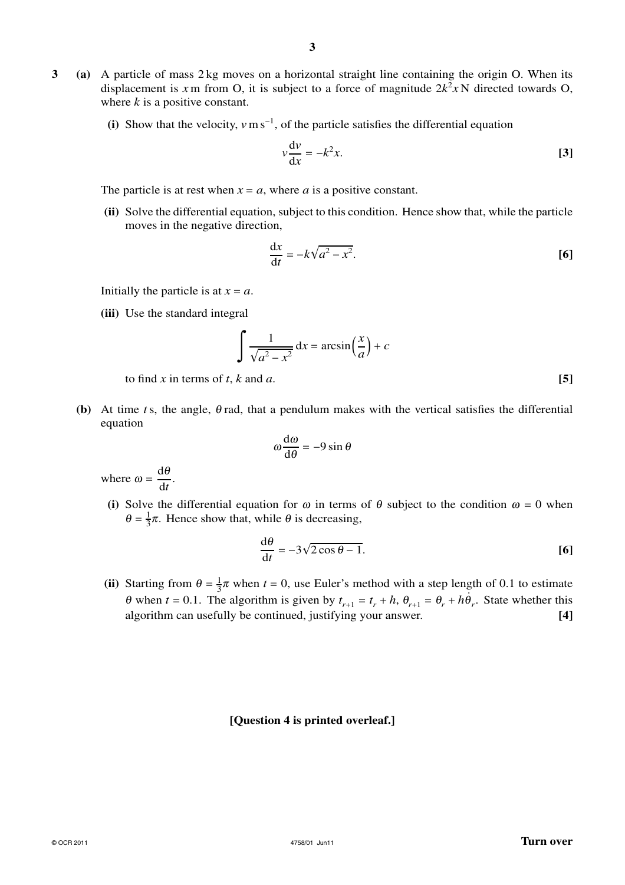**3** **(a)** A particle of mass 2 kg moves on a horizontal straight line containing the origin O. When its displacement is $x$ m from O, it is subject to a force of magnitude $2k^2x$ N directed towards O, where $k$ is a positive constant.

**(i)** Show that the velocity, $v$ m s$^{-1}$, of the particle satisfies the differential equation

$$v\frac{\mathrm{d}v}{\mathrm{d}x} = -k^2x.$$

**[3]**

The particle is at rest when $x = a$, where $a$ is a positive constant.

**(ii)** Solve the differential equation, subject to this condition. Hence show that, while the particle moves in the negative direction,

$$\frac{\mathrm{d}x}{\mathrm{d}t} = -k\sqrt{a^2 - x^2}.$$

**[6]**

Initially the particle is at $x = a$.

**(iii)** Use the standard integral

$$\int \frac{1}{\sqrt{a^2 - x^2}}\,\mathrm{d}x = \arcsin\left(\frac{x}{a}\right) + c$$

to find $x$ in terms of $t$, $k$ and $a$. **[5]**

**(b)** At time $t$ s, the angle, $\theta$ rad, that a pendulum makes with the vertical satisfies the differential equation

$$\omega\frac{\mathrm{d}\omega}{\mathrm{d}\theta} = -9\sin\theta$$

where $\omega = \dfrac{\mathrm{d}\theta}{\mathrm{d}t}$.

**(i)** Solve the differential equation for $\omega$ in terms of $\theta$ subject to the condition $\omega = 0$ when $\theta = \frac{1}{3}\pi$. Hence show that, while $\theta$ is decreasing,

$$\frac{\mathrm{d}\theta}{\mathrm{d}t} = -3\sqrt{2\cos\theta - 1}.$$

**[6]**

**(ii)** Starting from $\theta = \frac{1}{3}\pi$ when $t = 0$, use Euler's method with a step length of 0.1 to estimate $\theta$ when $t = 0.1$. The algorithm is given by $t_{r+1} = t_r + h$, $\theta_{r+1} = \theta_r + h\dot{\theta}_r$. State whether this algorithm can usefully be continued, justifying your answer. **[4]**

**[Question 4 is printed overleaf.]**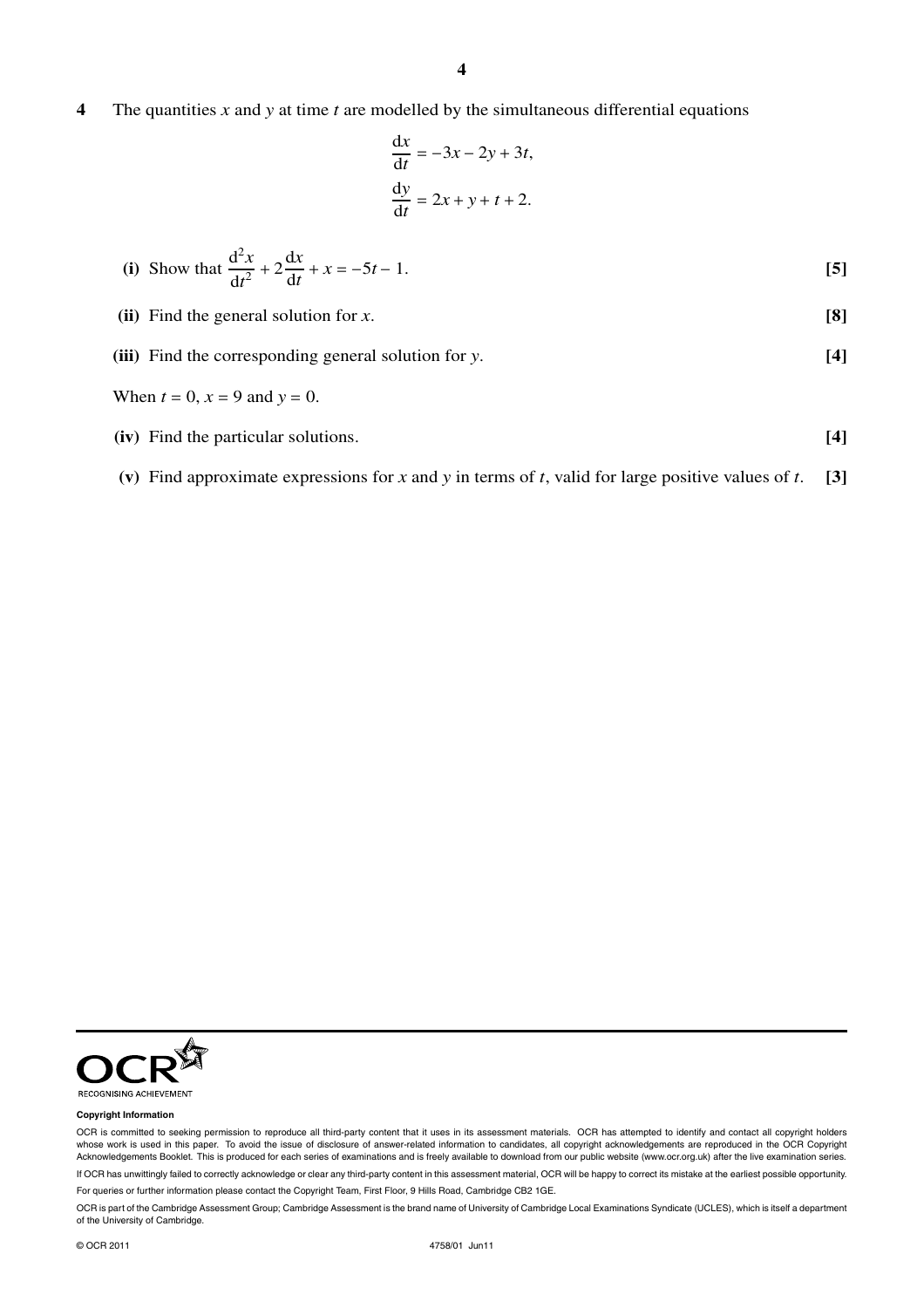**4** The quantities $x$ and $y$ at time $t$ are modelled by the simultaneous differential equations

$$\frac{dx}{dt} = -3x - 2y + 3t,$$

$$\frac{dy}{dt} = 2x + y + t + 2.$$

**(i)** Show that $\frac{d^2x}{dt^2} + 2\frac{dx}{dt} + x = -5t - 1$. **[5]**

**(ii)** Find the general solution for $x$. **[8]**

**(iii)** Find the corresponding general solution for $y$. **[4]**

When $t = 0$, $x = 9$ and $y = 0$.

**(iv)** Find the particular solutions. **[4]**

**(v)** Find approximate expressions for $x$ and $y$ in terms of $t$, valid for large positive values of $t$. **[3]**

**Copyright Information**

OCR is committed to seeking permission to reproduce all third-party content that it uses in its assessment materials. OCR has attempted to identify and contact all copyright holders whose work is used in this paper. To avoid the issue of disclosure of answer-related information to candidates, all copyright acknowledgements are reproduced in the OCR Copyright Acknowledgements Booklet. This is produced for each series of examinations and is freely available to download from our public website (www.ocr.org.uk) after the live examination series.

If OCR has unwittingly failed to correctly acknowledge or clear any third-party content in this assessment material, OCR will be happy to correct its mistake at the earliest possible opportunity.

For queries or further information please contact the Copyright Team, First Floor, 9 Hills Road, Cambridge CB2 1GE.

OCR is part of the Cambridge Assessment Group; Cambridge Assessment is the brand name of University of Cambridge Local Examinations Syndicate (UCLES), which is itself a department of the University of Cambridge.

© OCR 2011 4758/01 Jun11